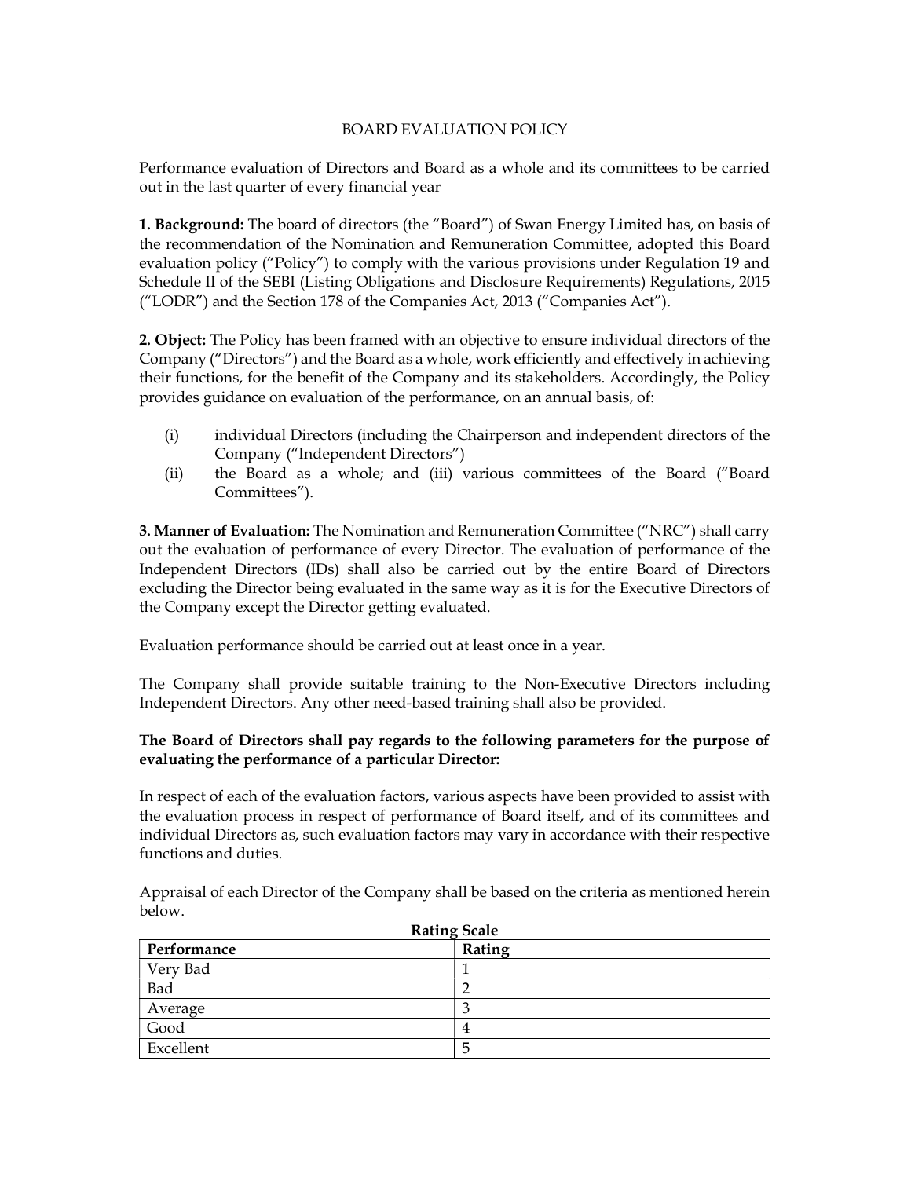# BOARD EVALUATION POLICY

Performance evaluation of Directors and Board as a whole and its committees to be carried out in the last quarter of every financial year

**1. Background:** The board of directors (the "Board") of Swan Energy Limited has, on basis of the recommendation of the Nomination and Remuneration Committee, adopted this Board evaluation policy ("Policy") to comply with the various provisions under Regulation 19 and Schedule II of the SEBI (Listing Obligations and Disclosure Requirements) Regulations, 2015 ("LODR") and the Section 178 of the Companies Act, 2013 ("Companies Act").

**2. Object:** The Policy has been framed with an objective to ensure individual directors of the Company ("Directors") and the Board as a whole, work efficiently and effectively in achieving their functions, for the benefit of the Company and its stakeholders. Accordingly, the Policy provides guidance on evaluation of the performance, on an annual basis, of:

(i) individual Directors (including the Chairperson and independent directors of the Company ("Independent Directors")

(ii) the Board as a whole; and (iii) various committees of the Board ("Board Committees").

**3. Manner of Evaluation:** The Nomination and Remuneration Committee ("NRC") shall carry out the evaluation of performance of every Director. The evaluation of performance of the Independent Directors (IDs) shall also be carried out by the entire Board of Directors excluding the Director being evaluated in the same way as it is for the Executive Directors of the Company except the Director getting evaluated.

Evaluation performance should be carried out at least once in a year.

The Company shall provide suitable training to the Non-Executive Directors including Independent Directors. Any other need-based training shall also be provided.

**The Board of Directors shall pay regards to the following parameters for the purpose of evaluating the performance of a particular Director:**

In respect of each of the evaluation factors, various aspects have been provided to assist with the evaluation process in respect of performance of Board itself, and of its committees and individual Directors as, such evaluation factors may vary in accordance with their respective functions and duties.

Appraisal of each Director of the Company shall be based on the criteria as mentioned herein below.

**Rating Scale**

| Performance | Rating |
|---|---|
| Very Bad | 1 |
| Bad | 2 |
| Average | 3 |
| Good | 4 |
| Excellent | 5 |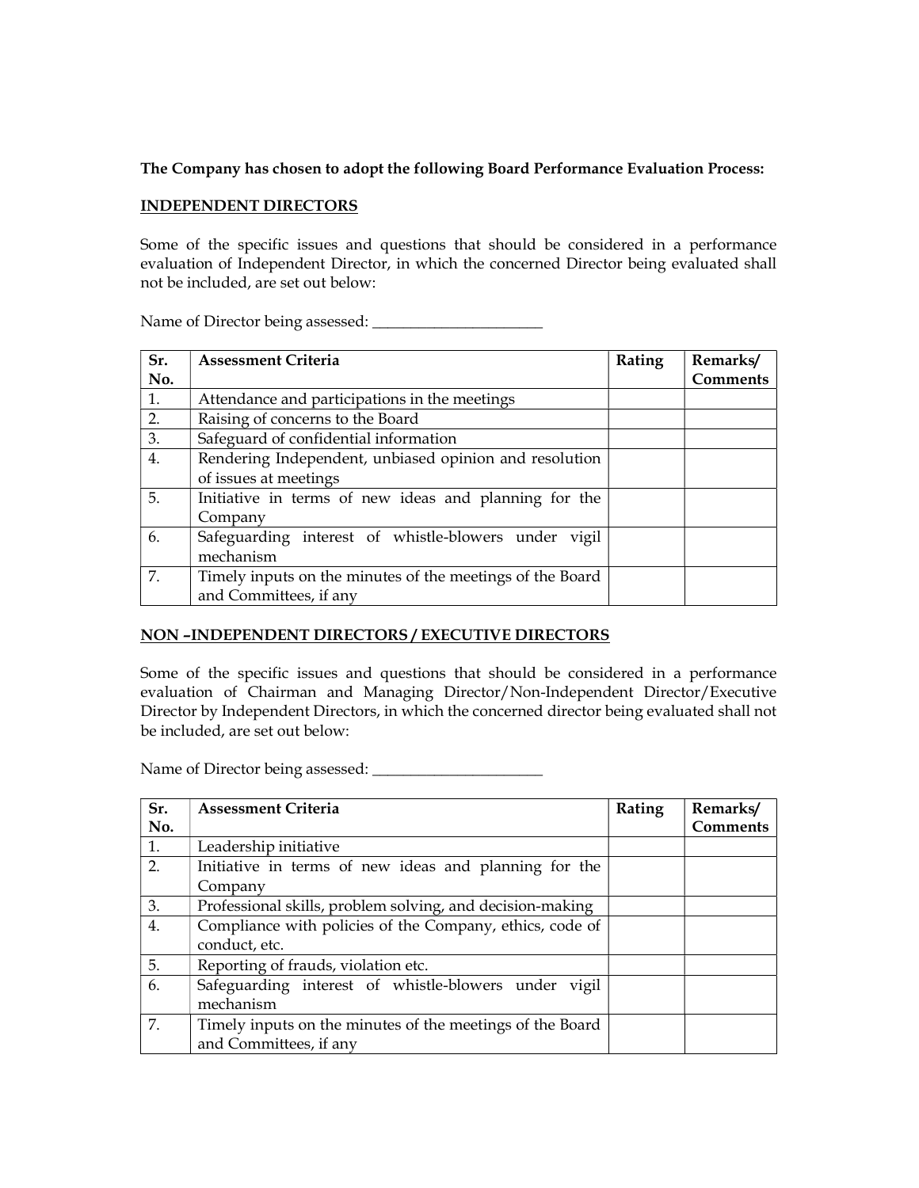**The Company has chosen to adopt the following Board Performance Evaluation Process:**

**INDEPENDENT DIRECTORS**

Some of the specific issues and questions that should be considered in a performance evaluation of Independent Director, in which the concerned Director being evaluated shall not be included, are set out below:

Name of Director being assessed: ______________________

| Sr. No. | Assessment Criteria | Rating | Remarks/ Comments |
|---|---|---|---|
| 1. | Attendance and participations in the meetings | | |
| 2. | Raising of concerns to the Board | | |
| 3. | Safeguard of confidential information | | |
| 4. | Rendering Independent, unbiased opinion and resolution of issues at meetings | | |
| 5. | Initiative in terms of new ideas and planning for the Company | | |
| 6. | Safeguarding interest of whistle-blowers under vigil mechanism | | |
| 7. | Timely inputs on the minutes of the meetings of the Board and Committees, if any | | |

**NON –INDEPENDENT DIRECTORS / EXECUTIVE DIRECTORS**

Some of the specific issues and questions that should be considered in a performance evaluation of Chairman and Managing Director/Non-Independent Director/Executive Director by Independent Directors, in which the concerned director being evaluated shall not be included, are set out below:

Name of Director being assessed: ______________________

| Sr. No. | Assessment Criteria | Rating | Remarks/ Comments |
|---|---|---|---|
| 1. | Leadership initiative | | |
| 2. | Initiative in terms of new ideas and planning for the Company | | |
| 3. | Professional skills, problem solving, and decision-making | | |
| 4. | Compliance with policies of the Company, ethics, code of conduct, etc. | | |
| 5. | Reporting of frauds, violation etc. | | |
| 6. | Safeguarding interest of whistle-blowers under vigil mechanism | | |
| 7. | Timely inputs on the minutes of the meetings of the Board and Committees, if any | | |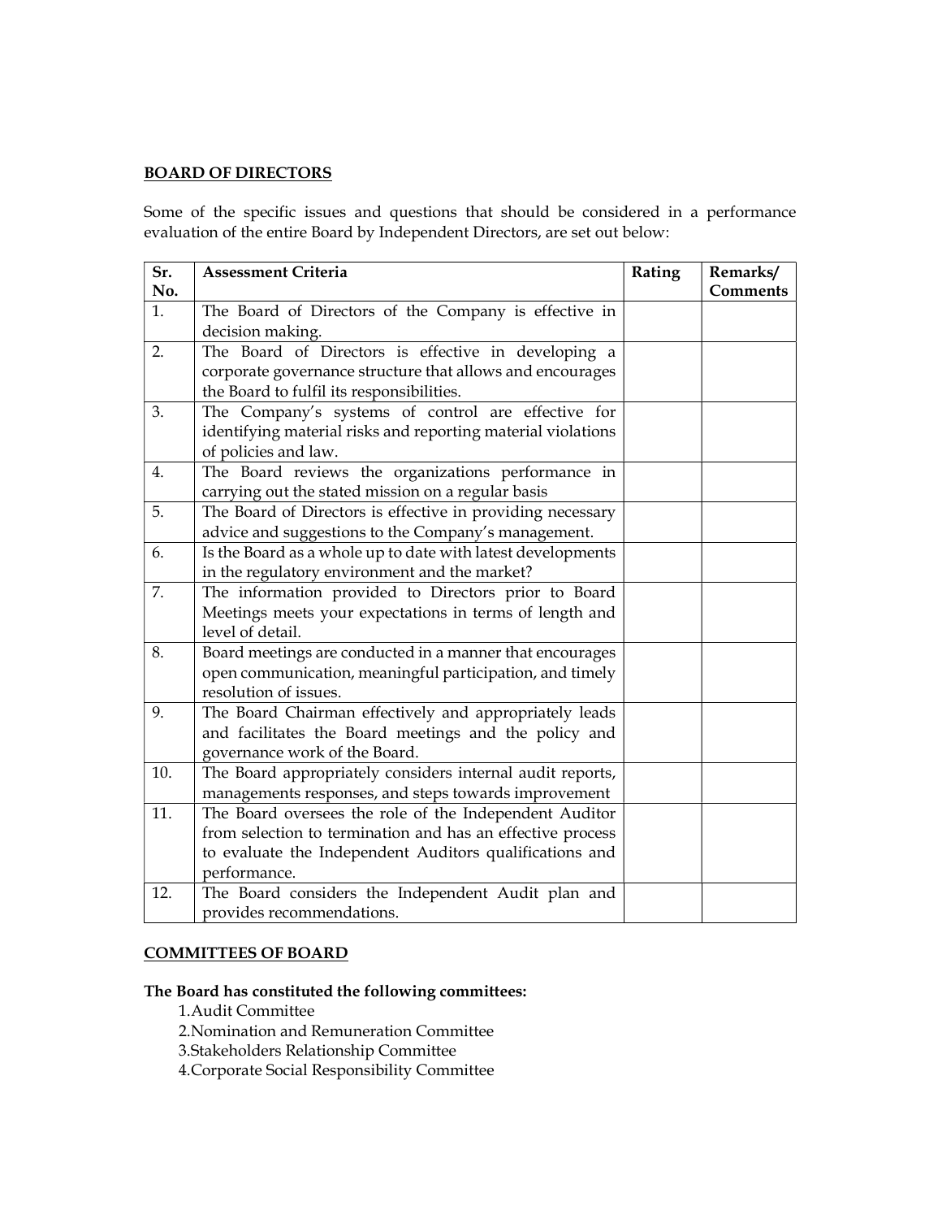**BOARD OF DIRECTORS**

Some of the specific issues and questions that should be considered in a performance evaluation of the entire Board by Independent Directors, are set out below:

| Sr. No. | Assessment Criteria | Rating | Remarks/ Comments |
|---|---|---|---|
| 1. | The Board of Directors of the Company is effective in decision making. | | |
| 2. | The Board of Directors is effective in developing a corporate governance structure that allows and encourages the Board to fulfil its responsibilities. | | |
| 3. | The Company's systems of control are effective for identifying material risks and reporting material violations of policies and law. | | |
| 4. | The Board reviews the organizations performance in carrying out the stated mission on a regular basis | | |
| 5. | The Board of Directors is effective in providing necessary advice and suggestions to the Company's management. | | |
| 6. | Is the Board as a whole up to date with latest developments in the regulatory environment and the market? | | |
| 7. | The information provided to Directors prior to Board Meetings meets your expectations in terms of length and level of detail. | | |
| 8. | Board meetings are conducted in a manner that encourages open communication, meaningful participation, and timely resolution of issues. | | |
| 9. | The Board Chairman effectively and appropriately leads and facilitates the Board meetings and the policy and governance work of the Board. | | |
| 10. | The Board appropriately considers internal audit reports, managements responses, and steps towards improvement | | |
| 11. | The Board oversees the role of the Independent Auditor from selection to termination and has an effective process to evaluate the Independent Auditors qualifications and performance. | | |
| 12. | The Board considers the Independent Audit plan and provides recommendations. | | |

**COMMITTEES OF BOARD**

**The Board has constituted the following committees:**

1. Audit Committee
2. Nomination and Remuneration Committee
3. Stakeholders Relationship Committee
4. Corporate Social Responsibility Committee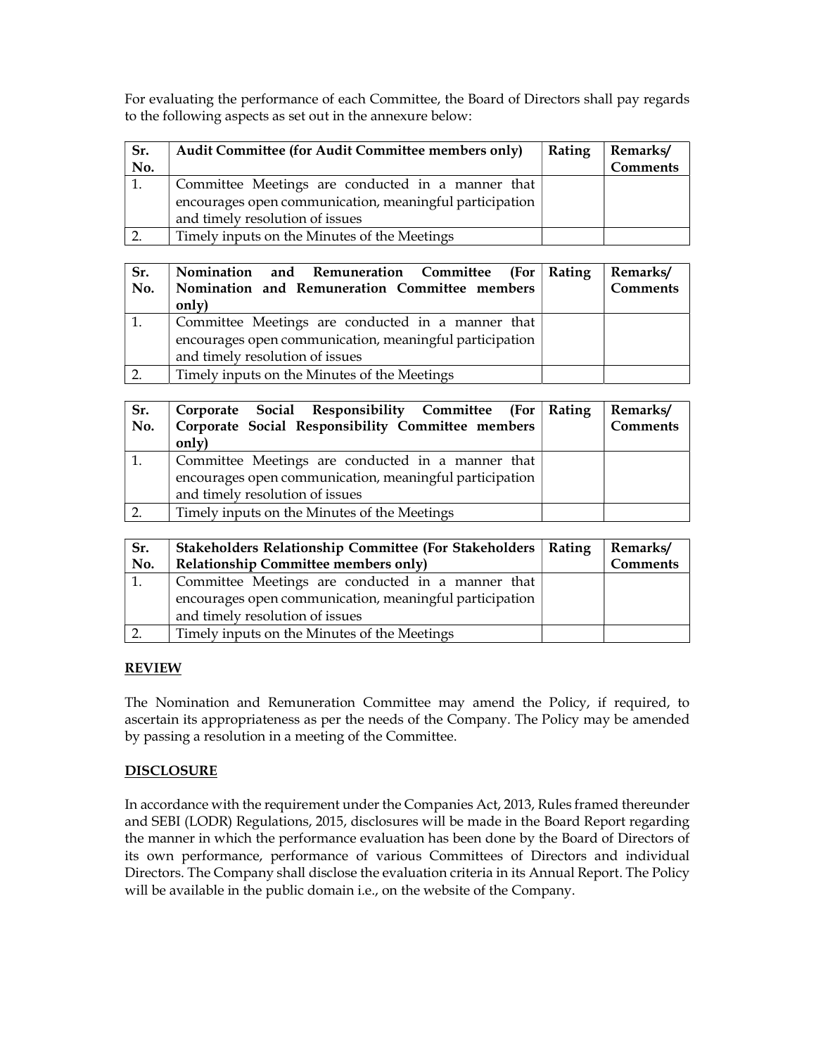For evaluating the performance of each Committee, the Board of Directors shall pay regards to the following aspects as set out in the annexure below:

| Sr. No. | **Audit Committee (for Audit Committee members only)** | Rating | Remarks/ Comments |
|---|---|---|---|
| 1. | Committee Meetings are conducted in a manner that encourages open communication, meaningful participation and timely resolution of issues | | |
| 2. | Timely inputs on the Minutes of the Meetings | | |

| Sr. No. | **Nomination and Remuneration Committee (For Nomination and Remuneration Committee members only)** | Rating | Remarks/ Comments |
|---|---|---|---|
| 1. | Committee Meetings are conducted in a manner that encourages open communication, meaningful participation and timely resolution of issues | | |
| 2. | Timely inputs on the Minutes of the Meetings | | |

| Sr. No. | **Corporate Social Responsibility Committee (For Corporate Social Responsibility Committee members only)** | Rating | Remarks/ Comments |
|---|---|---|---|
| 1. | Committee Meetings are conducted in a manner that encourages open communication, meaningful participation and timely resolution of issues | | |
| 2. | Timely inputs on the Minutes of the Meetings | | |

| Sr. No. | **Stakeholders Relationship Committee (For Stakeholders Relationship Committee members only)** | Rating | Remarks/ Comments |
|---|---|---|---|
| 1. | Committee Meetings are conducted in a manner that encourages open communication, meaningful participation and timely resolution of issues | | |
| 2. | Timely inputs on the Minutes of the Meetings | | |

## REVIEW

The Nomination and Remuneration Committee may amend the Policy, if required, to ascertain its appropriateness as per the needs of the Company. The Policy may be amended by passing a resolution in a meeting of the Committee.

## DISCLOSURE

In accordance with the requirement under the Companies Act, 2013, Rules framed thereunder and SEBI (LODR) Regulations, 2015, disclosures will be made in the Board Report regarding the manner in which the performance evaluation has been done by the Board of Directors of its own performance, performance of various Committees of Directors and individual Directors. The Company shall disclose the evaluation criteria in its Annual Report. The Policy will be available in the public domain i.e., on the website of the Company.